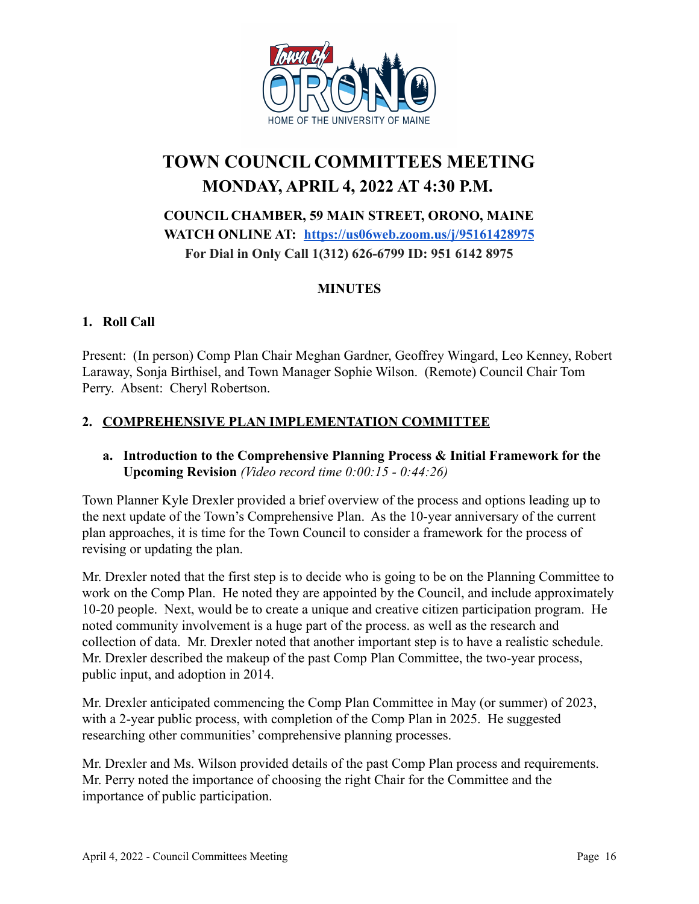# TOWN COUNCIL COMMITTEES MEETING
## MONDAY, APRIL 4, 2022 AT 4:30 P.M.

**COUNCIL CHAMBER, 59 MAIN STREET, ORONO, MAINE**
**WATCH ONLINE AT: https://us06web.zoom.us/j/95161428975**
**For Dial in Only Call 1(312) 626-6799 ID: 951 6142 8975**

**MINUTES**

### 1. Roll Call

Present: (In person) Comp Plan Chair Meghan Gardner, Geoffrey Wingard, Leo Kenney, Robert Laraway, Sonja Birthisel, and Town Manager Sophie Wilson. (Remote) Council Chair Tom Perry. Absent: Cheryl Robertson.

### 2. COMPREHENSIVE PLAN IMPLEMENTATION COMMITTEE

**a. Introduction to the Comprehensive Planning Process & Initial Framework for the Upcoming Revision** *(Video record time 0:00:15 - 0:44:26)*

Town Planner Kyle Drexler provided a brief overview of the process and options leading up to the next update of the Town's Comprehensive Plan. As the 10-year anniversary of the current plan approaches, it is time for the Town Council to consider a framework for the process of revising or updating the plan.

Mr. Drexler noted that the first step is to decide who is going to be on the Planning Committee to work on the Comp Plan. He noted they are appointed by the Council, and include approximately 10-20 people. Next, would be to create a unique and creative citizen participation program. He noted community involvement is a huge part of the process. as well as the research and collection of data. Mr. Drexler noted that another important step is to have a realistic schedule. Mr. Drexler described the makeup of the past Comp Plan Committee, the two-year process, public input, and adoption in 2014.

Mr. Drexler anticipated commencing the Comp Plan Committee in May (or summer) of 2023, with a 2-year public process, with completion of the Comp Plan in 2025. He suggested researching other communities' comprehensive planning processes.

Mr. Drexler and Ms. Wilson provided details of the past Comp Plan process and requirements. Mr. Perry noted the importance of choosing the right Chair for the Committee and the importance of public participation.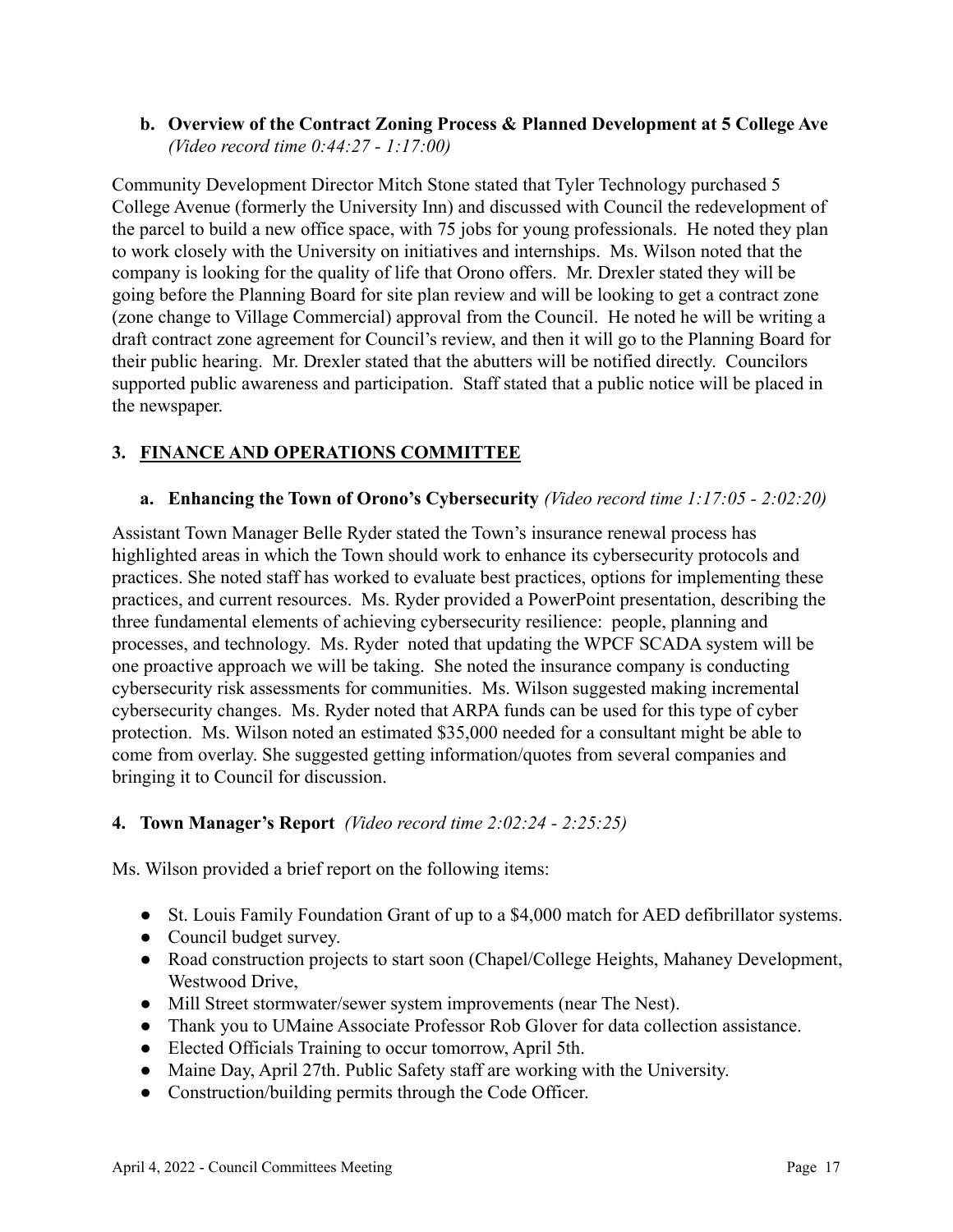**b. Overview of the Contract Zoning Process & Planned Development at 5 College Ave** *(Video record time 0:44:27 - 1:17:00)*

Community Development Director Mitch Stone stated that Tyler Technology purchased 5 College Avenue (formerly the University Inn) and discussed with Council the redevelopment of the parcel to build a new office space, with 75 jobs for young professionals. He noted they plan to work closely with the University on initiatives and internships. Ms. Wilson noted that the company is looking for the quality of life that Orono offers. Mr. Drexler stated they will be going before the Planning Board for site plan review and will be looking to get a contract zone (zone change to Village Commercial) approval from the Council. He noted he will be writing a draft contract zone agreement for Council's review, and then it will go to the Planning Board for their public hearing. Mr. Drexler stated that the abutters will be notified directly. Councilors supported public awareness and participation. Staff stated that a public notice will be placed in the newspaper.

## 3. FINANCE AND OPERATIONS COMMITTEE

**a. Enhancing the Town of Orono's Cybersecurity** *(Video record time 1:17:05 - 2:02:20)*

Assistant Town Manager Belle Ryder stated the Town's insurance renewal process has highlighted areas in which the Town should work to enhance its cybersecurity protocols and practices. She noted staff has worked to evaluate best practices, options for implementing these practices, and current resources. Ms. Ryder provided a PowerPoint presentation, describing the three fundamental elements of achieving cybersecurity resilience: people, planning and processes, and technology. Ms. Ryder noted that updating the WPCF SCADA system will be one proactive approach we will be taking. She noted the insurance company is conducting cybersecurity risk assessments for communities. Ms. Wilson suggested making incremental cybersecurity changes. Ms. Ryder noted that ARPA funds can be used for this type of cyber protection. Ms. Wilson noted an estimated $35,000 needed for a consultant might be able to come from overlay. She suggested getting information/quotes from several companies and bringing it to Council for discussion.

## 4. Town Manager's Report *(Video record time 2:02:24 - 2:25:25)*

Ms. Wilson provided a brief report on the following items:

- St. Louis Family Foundation Grant of up to a $4,000 match for AED defibrillator systems.
- Council budget survey.
- Road construction projects to start soon (Chapel/College Heights, Mahaney Development, Westwood Drive,
- Mill Street stormwater/sewer system improvements (near The Nest).
- Thank you to UMaine Associate Professor Rob Glover for data collection assistance.
- Elected Officials Training to occur tomorrow, April 5th.
- Maine Day, April 27th. Public Safety staff are working with the University.
- Construction/building permits through the Code Officer.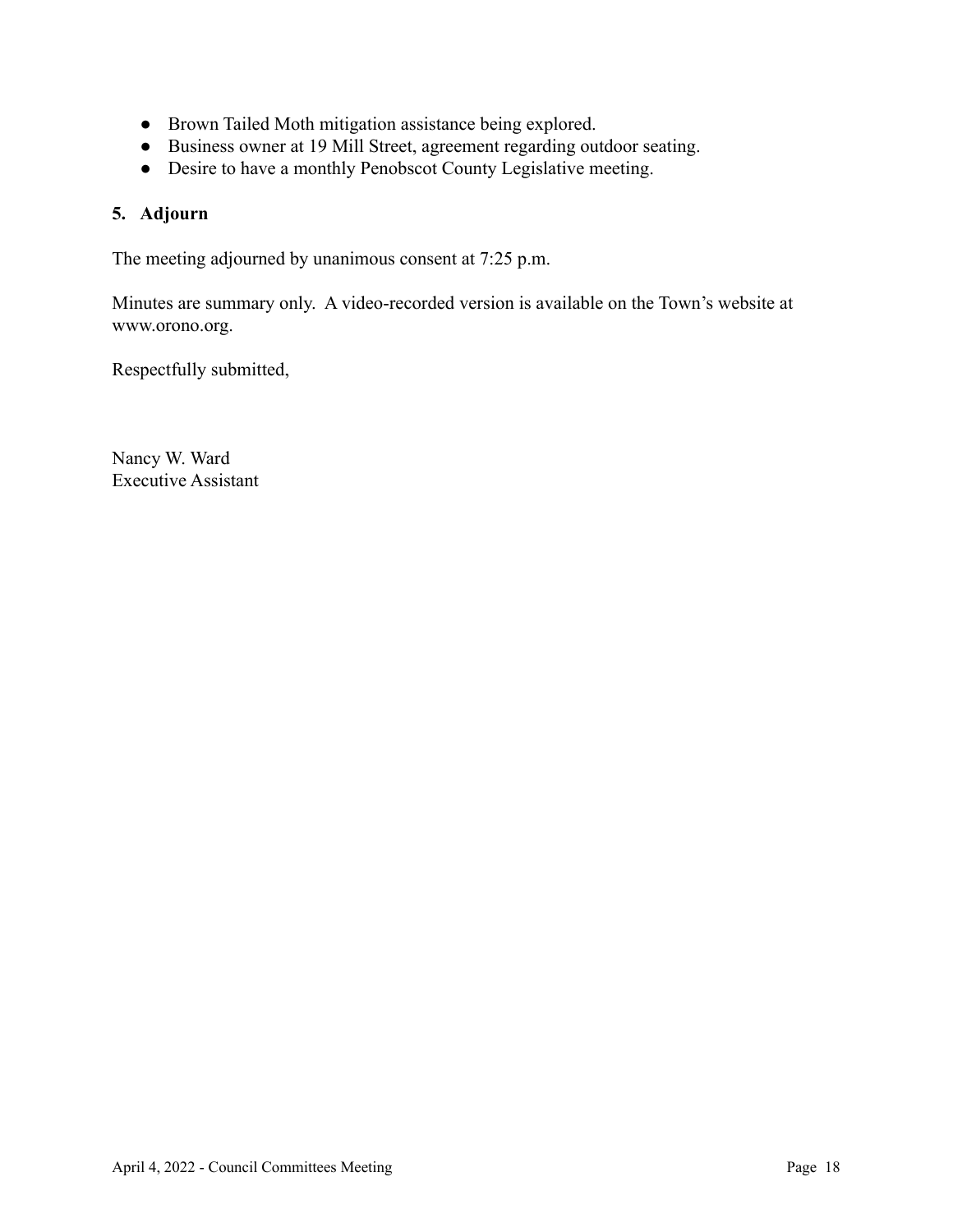- Brown Tailed Moth mitigation assistance being explored.
- Business owner at 19 Mill Street, agreement regarding outdoor seating.
- Desire to have a monthly Penobscot County Legislative meeting.

**5. Adjourn**

The meeting adjourned by unanimous consent at 7:25 p.m.

Minutes are summary only. A video-recorded version is available on the Town's website at www.orono.org.

Respectfully submitted,

Nancy W. Ward
Executive Assistant